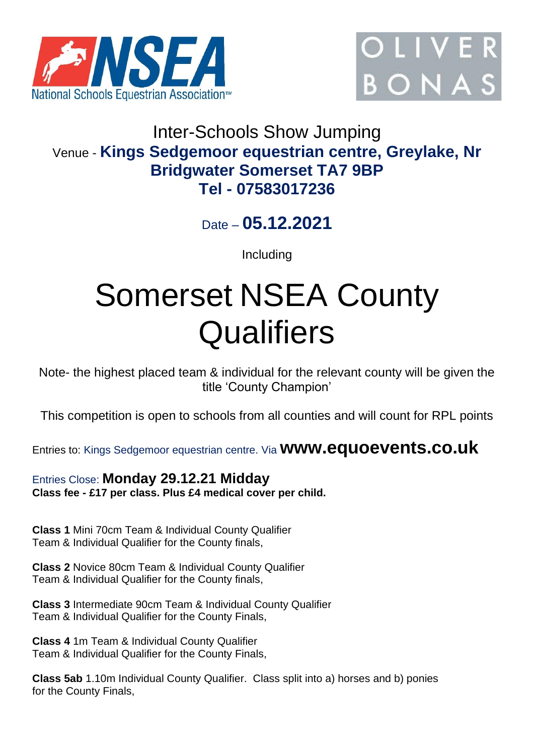National Schools Equestrian Association™

OLIVER BONAS

# Inter-Schools Show Jumping

Venue - **Kings Sedgemoor equestrian centre, Greylake, Nr Bridgwater Somerset TA7 9BP**
**Tel - 07583017236**

Date – **05.12.2021**

Including

# Somerset NSEA County Qualifiers

Note- the highest placed team & individual for the relevant county will be given the title 'County Champion'

This competition is open to schools from all counties and will count for RPL points

Entries to: Kings Sedgemoor equestrian centre. Via **www.equoevents.co.uk**

Entries Close: **Monday 29.12.21 Midday**
**Class fee - £17 per class. Plus £4 medical cover per child.**

**Class 1** Mini 70cm Team & Individual County Qualifier
Team & Individual Qualifier for the County finals,

**Class 2** Novice 80cm Team & Individual County Qualifier
Team & Individual Qualifier for the County finals,

**Class 3** Intermediate 90cm Team & Individual County Qualifier
Team & Individual Qualifier for the County Finals,

**Class 4** 1m Team & Individual County Qualifier
Team & Individual Qualifier for the County Finals,

**Class 5ab** 1.10m Individual County Qualifier. Class split into a) horses and b) ponies for the County Finals,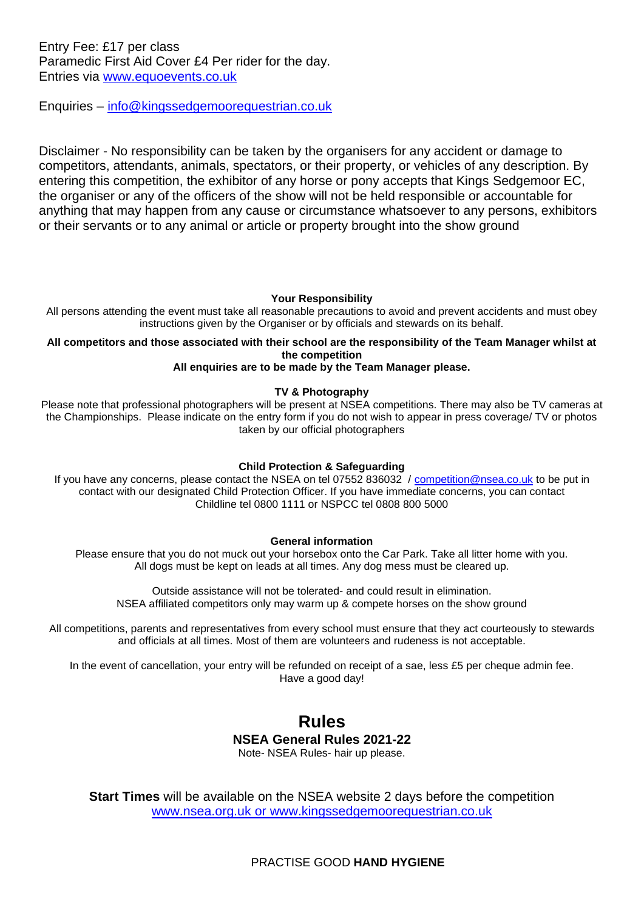Entry Fee: £17 per class
Paramedic First Aid Cover £4 Per rider for the day.
Entries via www.equoevents.co.uk

Enquiries – info@kingssedgemoorequestrian.co.uk

Disclaimer - No responsibility can be taken by the organisers for any accident or damage to competitors, attendants, animals, spectators, or their property, or vehicles of any description. By entering this competition, the exhibitor of any horse or pony accepts that Kings Sedgemoor EC, the organiser or any of the officers of the show will not be held responsible or accountable for anything that may happen from any cause or circumstance whatsoever to any persons, exhibitors or their servants or to any animal or article or property brought into the show ground

**Your Responsibility**

All persons attending the event must take all reasonable precautions to avoid and prevent accidents and must obey instructions given by the Organiser or by officials and stewards on its behalf.

**All competitors and those associated with their school are the responsibility of the Team Manager whilst at the competition**

**All enquiries are to be made by the Team Manager please.**

**TV & Photography**

Please note that professional photographers will be present at NSEA competitions. There may also be TV cameras at the Championships. Please indicate on the entry form if you do not wish to appear in press coverage/ TV or photos taken by our official photographers

**Child Protection & Safeguarding**

If you have any concerns, please contact the NSEA on tel 07552 836032 / competition@nsea.co.uk to be put in contact with our designated Child Protection Officer. If you have immediate concerns, you can contact Childline tel 0800 1111 or NSPCC tel 0808 800 5000

**General information**

Please ensure that you do not muck out your horsebox onto the Car Park. Take all litter home with you. All dogs must be kept on leads at all times. Any dog mess must be cleared up.

Outside assistance will not be tolerated- and could result in elimination.
NSEA affiliated competitors only may warm up & compete horses on the show ground

All competitions, parents and representatives from every school must ensure that they act courteously to stewards and officials at all times. Most of them are volunteers and rudeness is not acceptable.

In the event of cancellation, your entry will be refunded on receipt of a sae, less £5 per cheque admin fee.
Have a good day!

# Rules

**NSEA General Rules 2021-22**

Note- NSEA Rules- hair up please.

**Start Times** will be available on the NSEA website 2 days before the competition
www.nsea.org.uk or www.kingssedgemoorequestrian.co.uk

PRACTISE GOOD **HAND HYGIENE**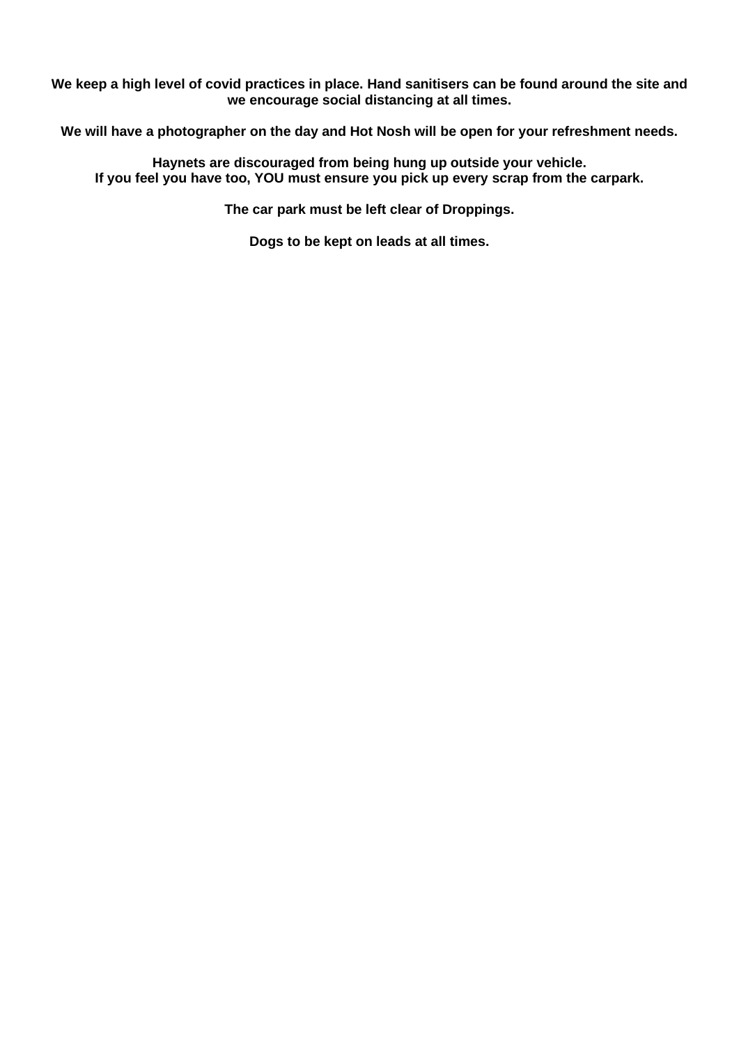**We keep a high level of covid practices in place. Hand sanitisers can be found around the site and we encourage social distancing at all times.**

**We will have a photographer on the day and Hot Nosh will be open for your refreshment needs.**

**Haynets are discouraged from being hung up outside your vehicle.**
**If you feel you have too, YOU must ensure you pick up every scrap from the carpark.**

**The car park must be left clear of Droppings.**

**Dogs to be kept on leads at all times.**